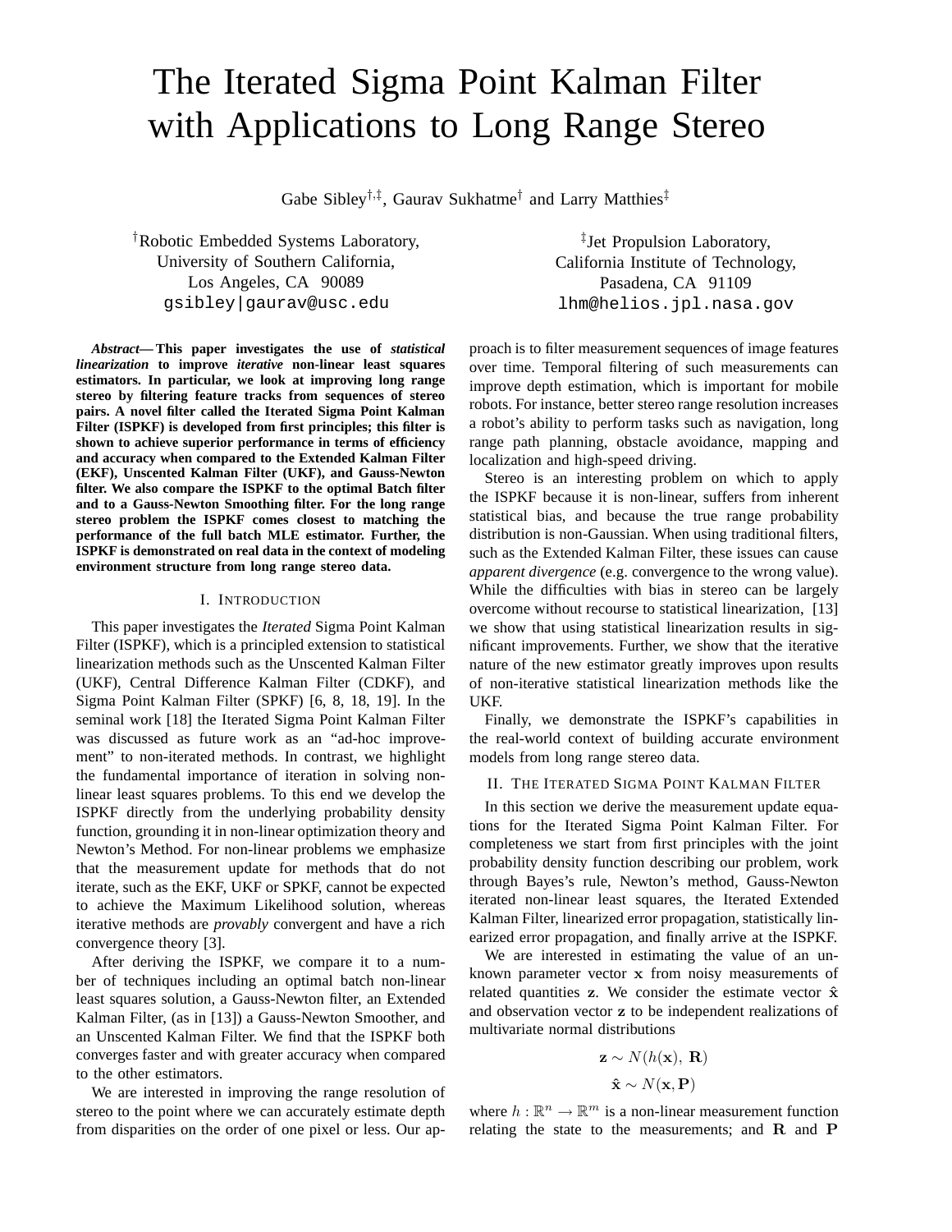# The Iterated Sigma Point Kalman Filter with Applications to Long Range Stereo

Gabe Sibley[†,‡], Gaurav Sukhatme[†] and Larry Matthies[‡]

[†]Robotic Embedded Systems Laboratory,
University of Southern California,
Los Angeles, CA 90089
gsibley|gaurav@usc.edu

[‡]Jet Propulsion Laboratory,
California Institute of Technology,
Pasadena, CA 91109
lhm@helios.jpl.nasa.gov

***Abstract*— This paper investigates the use of *statistical linearization* to improve *iterative* non-linear least squares estimators. In particular, we look at improving long range stereo by filtering feature tracks from sequences of stereo pairs. A novel filter called the Iterated Sigma Point Kalman Filter (ISPKF) is developed from first principles; this filter is shown to achieve superior performance in terms of efficiency and accuracy when compared to the Extended Kalman Filter (EKF), Unscented Kalman Filter (UKF), and Gauss-Newton filter. We also compare the ISPKF to the optimal Batch filter and to a Gauss-Newton Smoothing filter. For the long range stereo problem the ISPKF comes closest to matching the performance of the full batch MLE estimator. Further, the ISPKF is demonstrated on real data in the context of modeling environment structure from long range stereo data.**

## I. Introduction

This paper investigates the *Iterated* Sigma Point Kalman Filter (ISPKF), which is a principled extension to statistical linearization methods such as the Unscented Kalman Filter (UKF), Central Difference Kalman Filter (CDKF), and Sigma Point Kalman Filter (SPKF) [6, 8, 18, 19]. In the seminal work [18] the Iterated Sigma Point Kalman Filter was discussed as future work as an "ad-hoc improvement" to non-iterated methods. In contrast, we highlight the fundamental importance of iteration in solving non-linear least squares problems. To this end we develop the ISPKF directly from the underlying probability density function, grounding it in non-linear optimization theory and Newton's Method. For non-linear problems we emphasize that the measurement update for methods that do not iterate, such as the EKF, UKF or SPKF, cannot be expected to achieve the Maximum Likelihood solution, whereas iterative methods are *provably* convergent and have a rich convergence theory [3].

After deriving the ISPKF, we compare it to a number of techniques including an optimal batch non-linear least squares solution, a Gauss-Newton filter, an Extended Kalman Filter, (as in [13]) a Gauss-Newton Smoother, and an Unscented Kalman Filter. We find that the ISPKF both converges faster and with greater accuracy when compared to the other estimators.

We are interested in improving the range resolution of stereo to the point where we can accurately estimate depth from disparities on the order of one pixel or less. Our approach is to filter measurement sequences of image features over time. Temporal filtering of such measurements can improve depth estimation, which is important for mobile robots. For instance, better stereo range resolution increases a robot's ability to perform tasks such as navigation, long range path planning, obstacle avoidance, mapping and localization and high-speed driving.

Stereo is an interesting problem on which to apply the ISPKF because it is non-linear, suffers from inherent statistical bias, and because the true range probability distribution is non-Gaussian. When using traditional filters, such as the Extended Kalman Filter, these issues can cause *apparent divergence* (e.g. convergence to the wrong value). While the difficulties with bias in stereo can be largely overcome without recourse to statistical linearization, [13] we show that using statistical linearization results in significant improvements. Further, we show that the iterative nature of the new estimator greatly improves upon results of non-iterative statistical linearization methods like the UKF.

Finally, we demonstrate the ISPKF's capabilities in the real-world context of building accurate environment models from long range stereo data.

## II. The Iterated Sigma Point Kalman Filter

In this section we derive the measurement update equations for the Iterated Sigma Point Kalman Filter. For completeness we start from first principles with the joint probability density function describing our problem, work through Bayes's rule, Newton's method, Gauss-Newton iterated non-linear least squares, the Iterated Extended Kalman Filter, linearized error propagation, statistically linearized error propagation, and finally arrive at the ISPKF.

We are interested in estimating the value of an unknown parameter vector $\mathbf{x}$ from noisy measurements of related quantities $\mathbf{z}$. We consider the estimate vector $\hat{\mathbf{x}}$ and observation vector $\mathbf{z}$ to be independent realizations of multivariate normal distributions

$$\mathbf{z} \sim N(h(\mathbf{x}),\ \mathbf{R})$$
$$\hat{\mathbf{x}} \sim N(\mathbf{x}, \mathbf{P})$$

where $h : \mathbb{R}^n \rightarrow \mathbb{R}^m$ is a non-linear measurement function relating the state to the measurements; and $\mathbf{R}$ and $\mathbf{P}$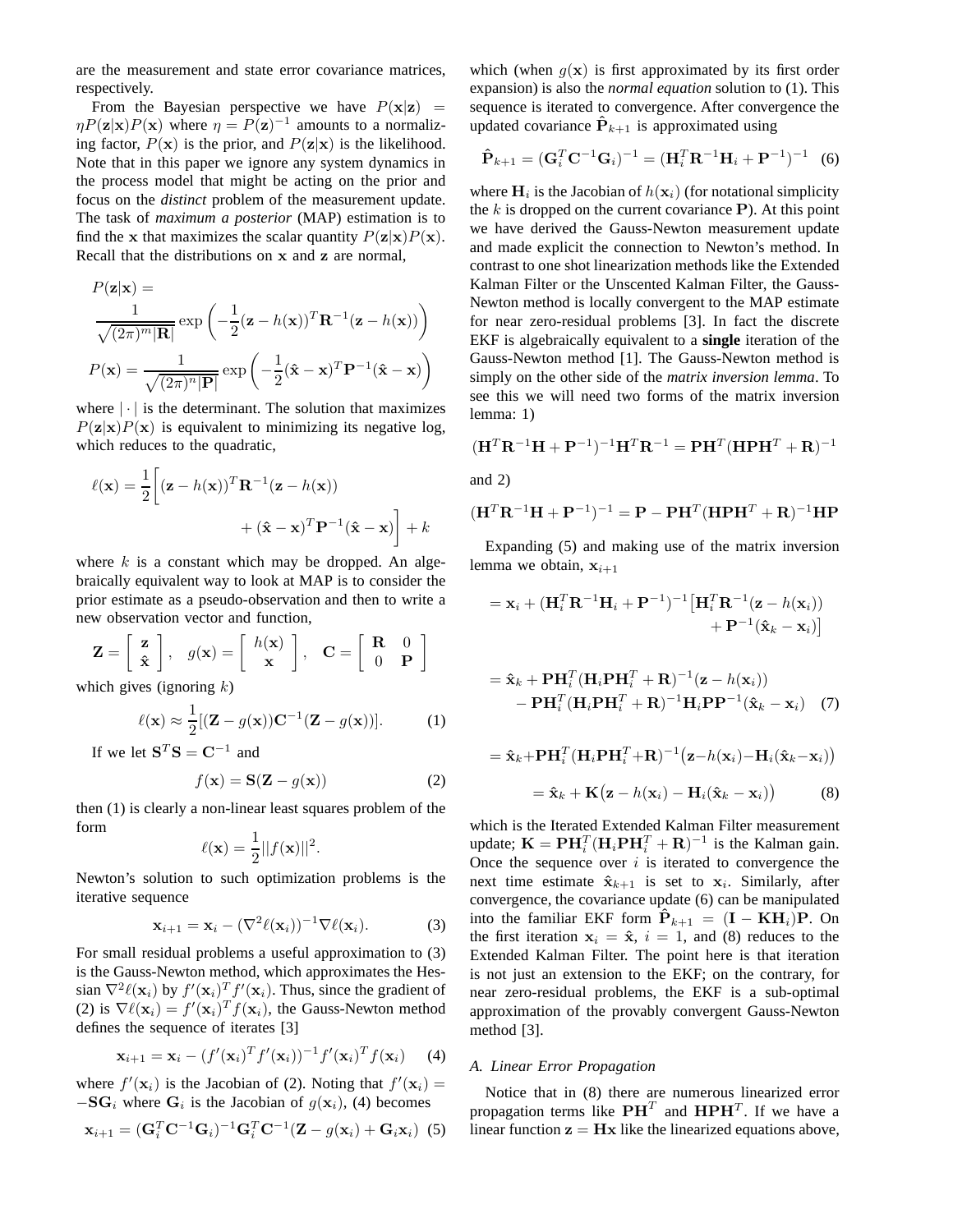are the measurement and state error covariance matrices, respectively.

From the Bayesian perspective we have $P(\mathbf{x}|\mathbf{z}) = \eta P(\mathbf{z}|\mathbf{x})P(\mathbf{x})$ where $\eta = P(\mathbf{z})^{-1}$ amounts to a normalizing factor, $P(\mathbf{x})$ is the prior, and $P(\mathbf{z}|\mathbf{x})$ is the likelihood. Note that in this paper we ignore any system dynamics in the process model that might be acting on the prior and focus on the *distinct* problem of the measurement update. The task of *maximum a posterior* (MAP) estimation is to find the $\mathbf{x}$ that maximizes the scalar quantity $P(\mathbf{z}|\mathbf{x})P(\mathbf{x})$. Recall that the distributions on $\mathbf{x}$ and $\mathbf{z}$ are normal,

$$P(\mathbf{z}|\mathbf{x}) = \frac{1}{\sqrt{(2\pi)^m|\mathbf{R}|}} \exp\left(-\frac{1}{2}(\mathbf{z}-h(\mathbf{x}))^T\mathbf{R}^{-1}(\mathbf{z}-h(\mathbf{x}))\right)$$

$$P(\mathbf{x}) = \frac{1}{\sqrt{(2\pi)^n|\mathbf{P}|}} \exp\left(-\frac{1}{2}(\hat{\mathbf{x}}-\mathbf{x})^T\mathbf{P}^{-1}(\hat{\mathbf{x}}-\mathbf{x})\right)$$

where $|\cdot|$ is the determinant. The solution that maximizes $P(\mathbf{z}|\mathbf{x})P(\mathbf{x})$ is equivalent to minimizing its negative log, which reduces to the quadratic,

$$\ell(\mathbf{x}) = \frac{1}{2}\bigg[(\mathbf{z}-h(\mathbf{x}))^T\mathbf{R}^{-1}(\mathbf{z}-h(\mathbf{x})) + (\hat{\mathbf{x}}-\mathbf{x})^T\mathbf{P}^{-1}(\hat{\mathbf{x}}-\mathbf{x})\bigg] + k$$

where $k$ is a constant which may be dropped. An algebraically equivalent way to look at MAP is to consider the prior estimate as a pseudo-observation and then to write a new observation vector and function,

$$\mathbf{Z} = \begin{bmatrix} \mathbf{z} \\ \hat{\mathbf{x}} \end{bmatrix}, \quad g(\mathbf{x}) = \begin{bmatrix} h(\mathbf{x}) \\ \mathbf{x} \end{bmatrix}, \quad \mathbf{C} = \begin{bmatrix} \mathbf{R} & 0 \\ 0 & \mathbf{P} \end{bmatrix}$$

which gives (ignoring $k$)

$$\ell(\mathbf{x}) \approx \frac{1}{2}[(\mathbf{Z}-g(\mathbf{x}))\mathbf{C}^{-1}(\mathbf{Z}-g(\mathbf{x}))]. \tag{1}$$

If we let $\mathbf{S}^T\mathbf{S} = \mathbf{C}^{-1}$ and

$$f(\mathbf{x}) = \mathbf{S}(\mathbf{Z}-g(\mathbf{x})) \tag{2}$$

then (1) is clearly a non-linear least squares problem of the form

$$\ell(\mathbf{x}) = \frac{1}{2}||f(\mathbf{x})||^2.$$

Newton's solution to such optimization problems is the iterative sequence

$$\mathbf{x}_{i+1} = \mathbf{x}_i - (\nabla^2\ell(\mathbf{x}_i))^{-1}\nabla\ell(\mathbf{x}_i). \tag{3}$$

For small residual problems a useful approximation to (3) is the Gauss-Newton method, which approximates the Hessian $\nabla^2\ell(\mathbf{x}_i)$ by $f'(\mathbf{x}_i)^T f'(\mathbf{x}_i)$. Thus, since the gradient of (2) is $\nabla\ell(\mathbf{x}_i) = f'(\mathbf{x}_i)^T f(\mathbf{x}_i)$, the Gauss-Newton method defines the sequence of iterates [3]

$$\mathbf{x}_{i+1} = \mathbf{x}_i - (f'(\mathbf{x}_i)^T f'(\mathbf{x}_i))^{-1} f'(\mathbf{x}_i)^T f(\mathbf{x}_i) \tag{4}$$

where $f'(\mathbf{x}_i)$ is the Jacobian of (2). Noting that $f'(\mathbf{x}_i) = -\mathbf{S}\mathbf{G}_i$ where $\mathbf{G}_i$ is the Jacobian of $g(\mathbf{x}_i)$, (4) becomes

$$\mathbf{x}_{i+1} = (\mathbf{G}_i^T\mathbf{C}^{-1}\mathbf{G}_i)^{-1}\mathbf{G}_i^T\mathbf{C}^{-1}(\mathbf{Z}-g(\mathbf{x}_i)+\mathbf{G}_i\mathbf{x}_i) \tag{5}$$

which (when $g(\mathbf{x})$ is first approximated by its first order expansion) is also the *normal equation* solution to (1). This sequence is iterated to convergence. After convergence the updated covariance $\hat{\mathbf{P}}_{k+1}$ is approximated using

$$\hat{\mathbf{P}}_{k+1} = (\mathbf{G}_i^T\mathbf{C}^{-1}\mathbf{G}_i)^{-1} = (\mathbf{H}_i^T\mathbf{R}^{-1}\mathbf{H}_i + \mathbf{P}^{-1})^{-1} \tag{6}$$

where $\mathbf{H}_i$ is the Jacobian of $h(\mathbf{x}_i)$ (for notational simplicity the $k$ is dropped on the current covariance $\mathbf{P}$). At this point we have derived the Gauss-Newton measurement update and made explicit the connection to Newton's method. In contrast to one shot linearization methods like the Extended Kalman Filter or the Unscented Kalman Filter, the Gauss-Newton method is locally convergent to the MAP estimate for near zero-residual problems [3]. In fact the discrete EKF is algebraically equivalent to a **single** iteration of the Gauss-Newton method [1]. The Gauss-Newton method is simply on the other side of the *matrix inversion lemma*. To see this we will need two forms of the matrix inversion lemma: 1)

$$(\mathbf{H}^T\mathbf{R}^{-1}\mathbf{H} + \mathbf{P}^{-1})^{-1}\mathbf{H}^T\mathbf{R}^{-1} = \mathbf{P}\mathbf{H}^T(\mathbf{H}\mathbf{P}\mathbf{H}^T + \mathbf{R})^{-1}$$

and 2)

$$(\mathbf{H}^T\mathbf{R}^{-1}\mathbf{H} + \mathbf{P}^{-1})^{-1} = \mathbf{P} - \mathbf{P}\mathbf{H}^T(\mathbf{H}\mathbf{P}\mathbf{H}^T + \mathbf{R})^{-1}\mathbf{H}\mathbf{P}$$

Expanding (5) and making use of the matrix inversion lemma we obtain, $\mathbf{x}_{i+1}$

$$= \mathbf{x}_i + (\mathbf{H}_i^T\mathbf{R}^{-1}\mathbf{H}_i + \mathbf{P}^{-1})^{-1}\big[\mathbf{H}_i^T\mathbf{R}^{-1}(\mathbf{z}-h(\mathbf{x}_i)) + \mathbf{P}^{-1}(\hat{\mathbf{x}}_k - \mathbf{x}_i)\big]$$

$$= \hat{\mathbf{x}}_k + \mathbf{P}\mathbf{H}_i^T(\mathbf{H}_i\mathbf{P}\mathbf{H}_i^T + \mathbf{R})^{-1}(\mathbf{z}-h(\mathbf{x}_i)) - \mathbf{P}\mathbf{H}_i^T(\mathbf{H}_i\mathbf{P}\mathbf{H}_i^T + \mathbf{R})^{-1}\mathbf{H}_i\mathbf{P}\mathbf{P}^{-1}(\hat{\mathbf{x}}_k - \mathbf{x}_i) \tag{7}$$

$$= \hat{\mathbf{x}}_k + \mathbf{P}\mathbf{H}_i^T(\mathbf{H}_i\mathbf{P}\mathbf{H}_i^T + \mathbf{R})^{-1}\big(\mathbf{z}-h(\mathbf{x}_i)-\mathbf{H}_i(\hat{\mathbf{x}}_k-\mathbf{x}_i)\big)$$

$$= \hat{\mathbf{x}}_k + \mathbf{K}\big(\mathbf{z}-h(\mathbf{x}_i)-\mathbf{H}_i(\hat{\mathbf{x}}_k-\mathbf{x}_i)\big) \tag{8}$$

which is the Iterated Extended Kalman Filter measurement update; $\mathbf{K} = \mathbf{P}\mathbf{H}_i^T(\mathbf{H}_i\mathbf{P}\mathbf{H}_i^T + \mathbf{R})^{-1}$ is the Kalman gain. Once the sequence over $i$ is iterated to convergence the next time estimate $\hat{\mathbf{x}}_{k+1}$ is set to $\mathbf{x}_i$. Similarly, after convergence, the covariance update (6) can be manipulated into the familiar EKF form $\hat{\mathbf{P}}_{k+1} = (\mathbf{I} - \mathbf{K}\mathbf{H}_i)\mathbf{P}$. On the first iteration $\mathbf{x}_i = \hat{\mathbf{x}}$, $i = 1$, and (8) reduces to the Extended Kalman Filter. The point here is that iteration is not just an extension to the EKF; on the contrary, for near zero-residual problems, the EKF is a sub-optimal approximation of the provably convergent Gauss-Newton method [3].

### A. Linear Error Propagation

Notice that in (8) there are numerous linearized error propagation terms like $\mathbf{P}\mathbf{H}^T$ and $\mathbf{H}\mathbf{P}\mathbf{H}^T$. If we have a linear function $\mathbf{z} = \mathbf{H}\mathbf{x}$ like the linearized equations above,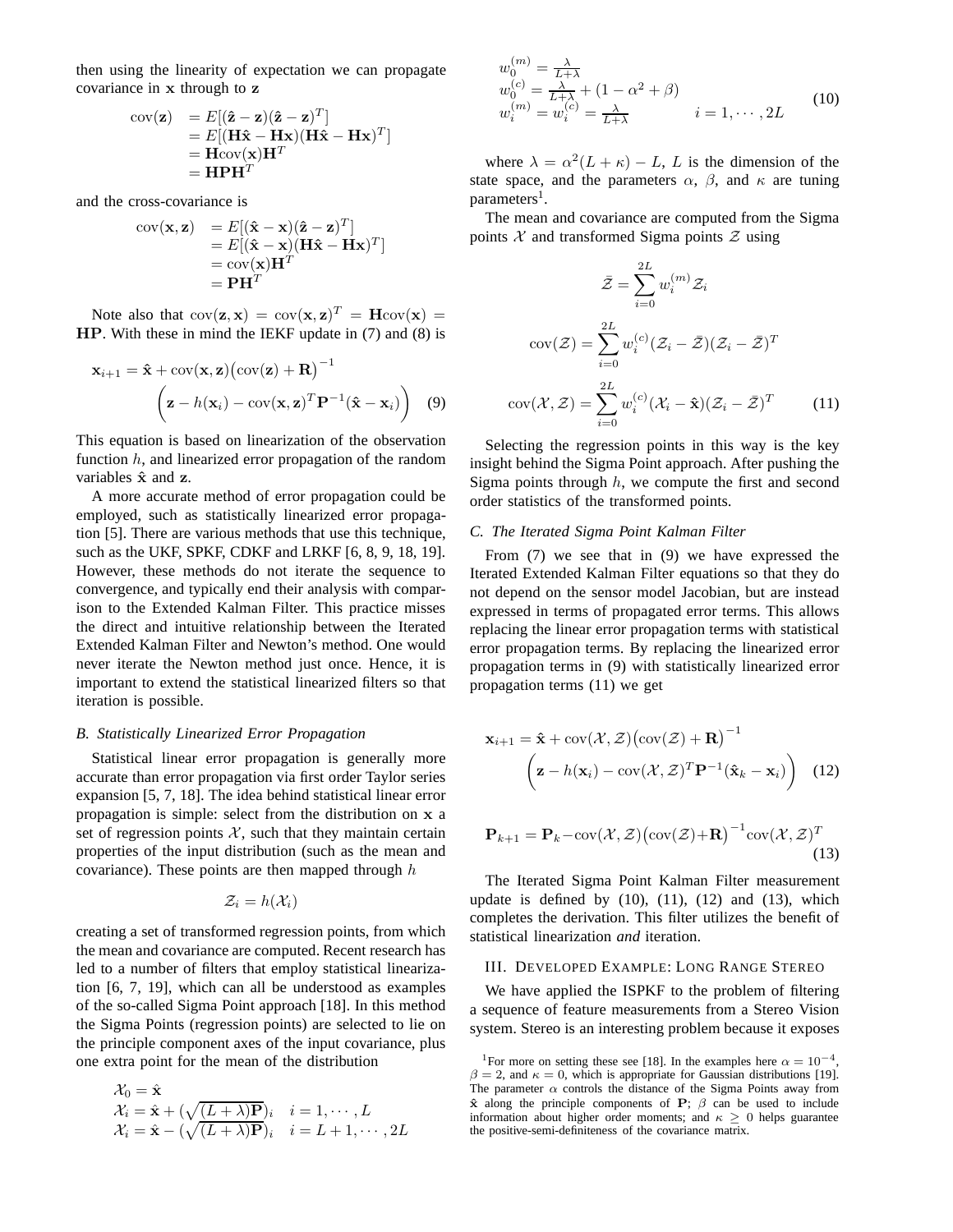then using the linearity of expectation we can propagate covariance in $\mathbf{x}$ through to $\mathbf{z}$

$$
\begin{aligned}
\mathrm{cov}(\mathbf{z}) &= E[(\hat{\mathbf{z}} - \mathbf{z})(\hat{\mathbf{z}} - \mathbf{z})^T] \\
&= E[(\mathbf{H}\hat{\mathbf{x}} - \mathbf{H}\mathbf{x})(\mathbf{H}\hat{\mathbf{x}} - \mathbf{H}\mathbf{x})^T] \\
&= \mathbf{H}\mathrm{cov}(\mathbf{x})\mathbf{H}^T \\
&= \mathbf{H}\mathbf{P}\mathbf{H}^T
\end{aligned}
$$

and the cross-covariance is

$$
\begin{aligned}
\mathrm{cov}(\mathbf{x}, \mathbf{z}) &= E[(\hat{\mathbf{x}} - \mathbf{x})(\hat{\mathbf{z}} - \mathbf{z})^T] \\
&= E[(\hat{\mathbf{x}} - \mathbf{x})(\mathbf{H}\hat{\mathbf{x}} - \mathbf{H}\mathbf{x})^T] \\
&= \mathrm{cov}(\mathbf{x})\mathbf{H}^T \\
&= \mathbf{P}\mathbf{H}^T
\end{aligned}
$$

Note also that $\mathrm{cov}(\mathbf{z}, \mathbf{x}) = \mathrm{cov}(\mathbf{x}, \mathbf{z})^T = \mathbf{H}\mathrm{cov}(\mathbf{x}) = \mathbf{H}\mathbf{P}$. With these in mind the IEKF update in (7) and (8) is

$$
\mathbf{x}_{i+1} = \hat{\mathbf{x}} + \mathrm{cov}(\mathbf{x}, \mathbf{z})\big(\mathrm{cov}(\mathbf{z}) + \mathbf{R}\big)^{-1} \left(\mathbf{z} - h(\mathbf{x}_i) - \mathrm{cov}(\mathbf{x}, \mathbf{z})^T \mathbf{P}^{-1}(\hat{\mathbf{x}} - \mathbf{x}_i)\right) \quad (9)
$$

This equation is based on linearization of the observation function $h$, and linearized error propagation of the random variables $\hat{\mathbf{x}}$ and $\mathbf{z}$.

A more accurate method of error propagation could be employed, such as statistically linearized error propagation [5]. There are various methods that use this technique, such as the UKF, SPKF, CDKF and LRKF [6, 8, 9, 18, 19]. However, these methods do not iterate the sequence to convergence, and typically end their analysis with comparison to the Extended Kalman Filter. This practice misses the direct and intuitive relationship between the Iterated Extended Kalman Filter and Newton's method. One would never iterate the Newton method just once. Hence, it is important to extend the statistical linearized filters so that iteration is possible.

### B. Statistically Linearized Error Propagation

Statistical linear error propagation is generally more accurate than error propagation via first order Taylor series expansion [5, 7, 18]. The idea behind statistical linear error propagation is simple: select from the distribution on $\mathbf{x}$ a set of regression points $\mathcal{X}$, such that they maintain certain properties of the input distribution (such as the mean and covariance). These points are then mapped through $h$

$$
\mathcal{Z}_i = h(\mathcal{X}_i)
$$

creating a set of transformed regression points, from which the mean and covariance are computed. Recent research has led to a number of filters that employ statistical linearization [6, 7, 19], which can all be understood as examples of the so-called Sigma Point approach [18]. In this method the Sigma Points (regression points) are selected to lie on the principle component axes of the input covariance, plus one extra point for the mean of the distribution

$$
\begin{aligned}
&\mathcal{X}_0 = \hat{\mathbf{x}} \\
&\mathcal{X}_i = \hat{\mathbf{x}} + (\sqrt{(L+\lambda)\mathbf{P}})_i \quad i = 1, \cdots, L \\
&\mathcal{X}_i = \hat{\mathbf{x}} - (\sqrt{(L+\lambda)\mathbf{P}})_i \quad i = L+1, \cdots, 2L
\end{aligned}
$$

$$
\begin{aligned}
&w_0^{(m)} = \tfrac{\lambda}{L+\lambda} \\
&w_0^{(c)} = \tfrac{\lambda}{L+\lambda} + (1 - \alpha^2 + \beta) \\
&w_i^{(m)} = w_i^{(c)} = \tfrac{\lambda}{L+\lambda} \qquad\qquad i = 1, \cdots, 2L
\end{aligned} \quad (10)
$$

where $\lambda = \alpha^2(L+\kappa) - L$, $L$ is the dimension of the state space, and the parameters $\alpha$, $\beta$, and $\kappa$ are tuning parameters[1].

The mean and covariance are computed from the Sigma points $\mathcal{X}$ and transformed Sigma points $\mathcal{Z}$ using

$$
\bar{\mathcal{Z}} = \sum_{i=0}^{2L} w_i^{(m)} \mathcal{Z}_i
$$

$$
\mathrm{cov}(\mathcal{Z}) = \sum_{i=0}^{2L} w_i^{(c)} (\mathcal{Z}_i - \bar{\mathcal{Z}})(\mathcal{Z}_i - \bar{\mathcal{Z}})^T
$$

$$
\mathrm{cov}(\mathcal{X}, \mathcal{Z}) = \sum_{i=0}^{2L} w_i^{(c)} (\mathcal{X}_i - \hat{\mathbf{x}})(\mathcal{Z}_i - \bar{\mathcal{Z}})^T \quad (11)
$$

Selecting the regression points in this way is the key insight behind the Sigma Point approach. After pushing the Sigma points through $h$, we compute the first and second order statistics of the transformed points.

### C. The Iterated Sigma Point Kalman Filter

From (7) we see that in (9) we have expressed the Iterated Extended Kalman Filter equations so that they do not depend on the sensor model Jacobian, but are instead expressed in terms of propagated error terms. This allows replacing the linear error propagation terms with statistical error propagation terms. By replacing the linearized error propagation terms in (9) with statistically linearized error propagation terms (11) we get

$$
\mathbf{x}_{i+1} = \hat{\mathbf{x}} + \mathrm{cov}(\mathcal{X}, \mathcal{Z})\big(\mathrm{cov}(\mathcal{Z}) + \mathbf{R}\big)^{-1} \left(\mathbf{z} - h(\mathbf{x}_i) - \mathrm{cov}(\mathcal{X}, \mathcal{Z})^T \mathbf{P}^{-1}(\hat{\mathbf{x}}_k - \mathbf{x}_i)\right) \quad (12)
$$

$$
\mathbf{P}_{k+1} = \mathbf{P}_k - \mathrm{cov}(\mathcal{X}, \mathcal{Z})\big(\mathrm{cov}(\mathcal{Z}) + \mathbf{R}\big)^{-1} \mathrm{cov}(\mathcal{X}, \mathcal{Z})^T \quad (13)
$$

The Iterated Sigma Point Kalman Filter measurement update is defined by (10), (11), (12) and (13), which completes the derivation. This filter utilizes the benefit of statistical linearization *and* iteration.

## III. Developed Example: Long Range Stereo

We have applied the ISPKF to the problem of filtering a sequence of feature measurements from a Stereo Vision system. Stereo is an interesting problem because it exposes

[1] For more on setting these see [18]. In the examples here $\alpha = 10^{-4}$, $\beta = 2$, and $\kappa = 0$, which is appropriate for Gaussian distributions [19]. The parameter $\alpha$ controls the distance of the Sigma Points away from $\hat{\mathbf{x}}$ along the principle components of $\mathbf{P}$; $\beta$ can be used to include information about higher order moments; and $\kappa \geq 0$ helps guarantee the positive-semi-definiteness of the covariance matrix.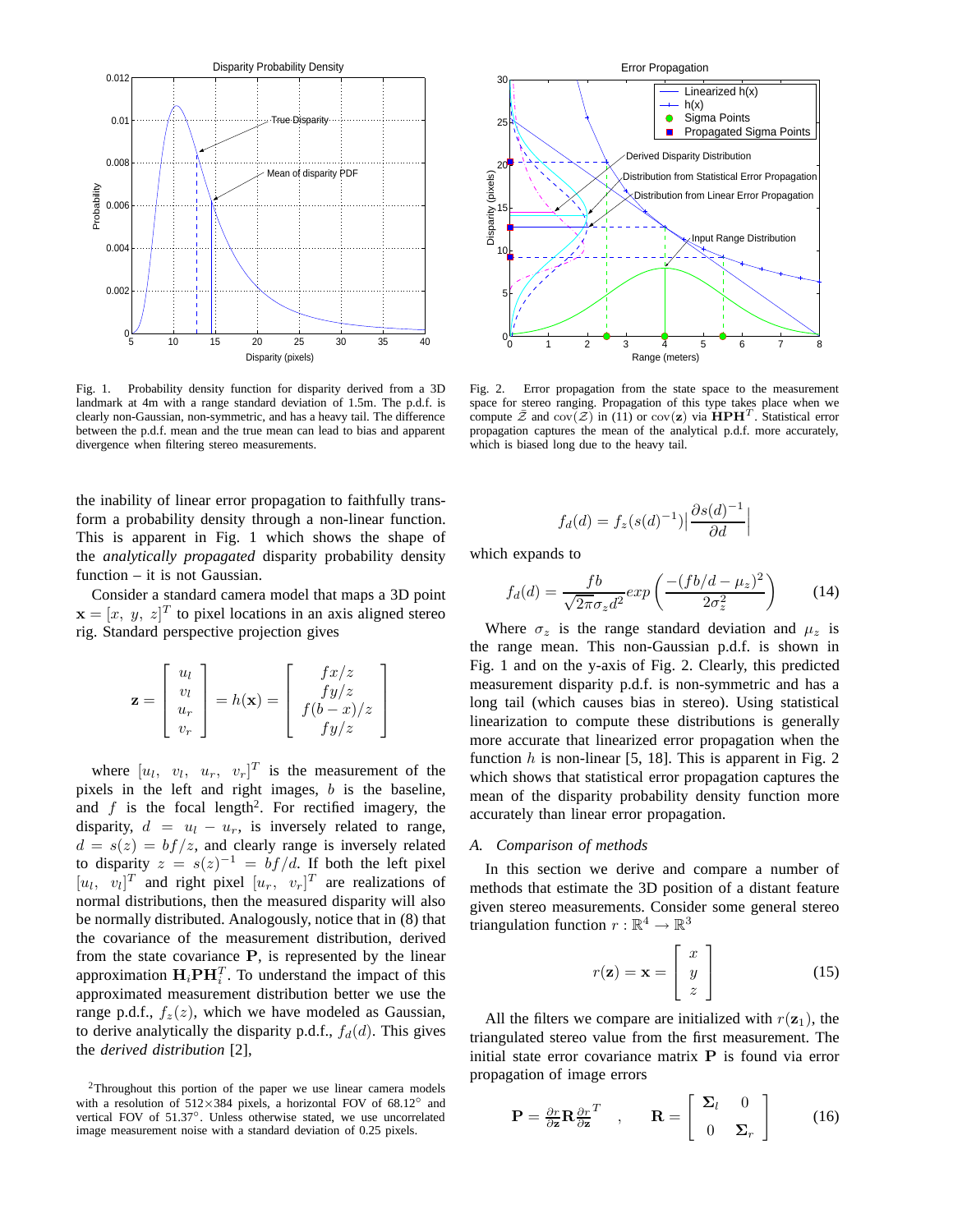Fig. 1. Probability density function for disparity derived from a 3D landmark at 4m with a range standard deviation of 1.5m. The p.d.f. is clearly non-Gaussian, non-symmetric, and has a heavy tail. The difference between the p.d.f. mean and the true mean can lead to bias and apparent divergence when filtering stereo measurements.

Fig. 2. Error propagation from the state space to the measurement space for stereo ranging. Propagation of this type takes place when we compute $\bar{\mathcal{Z}}$ and $\text{cov}(\mathcal{Z})$ in (11) or $\text{cov}(\mathbf{z})$ via $\mathbf{HPH}^T$. Statistical error propagation captures the mean of the analytical p.d.f. more accurately, which is biased long due to the heavy tail.

the inability of linear error propagation to faithfully transform a probability density through a non-linear function. This is apparent in Fig. 1 which shows the shape of the *analytically propagated* disparity probability density function – it is not Gaussian.

Consider a standard camera model that maps a 3D point $\mathbf{x} = [x,\ y,\ z]^T$ to pixel locations in an axis aligned stereo rig. Standard perspective projection gives

$$\mathbf{z} = \begin{bmatrix} u_l \\ v_l \\ u_r \\ v_r \end{bmatrix} = h(\mathbf{x}) = \begin{bmatrix} fx/z \\ fy/z \\ f(b-x)/z \\ fy/z \end{bmatrix}$$

where $[u_l,\ v_l,\ u_r,\ v_r]^T$ is the measurement of the pixels in the left and right images, $b$ is the baseline, and $f$ is the focal length[2]. For rectified imagery, the disparity, $d = u_l - u_r$, is inversely related to range, $d = s(z) = bf/z$, and clearly range is inversely related to disparity $z = s(z)^{-1} = bf/d$. If both the left pixel $[u_l,\ v_l]^T$ and right pixel $[u_r,\ v_r]^T$ are realizations of normal distributions, then the measured disparity will also be normally distributed. Analogously, notice that in (8) that the covariance of the measurement distribution, derived from the state covariance $\mathbf{P}$, is represented by the linear approximation $\mathbf{H}_i\mathbf{P}\mathbf{H}_i^T$. To understand the impact of this approximated measurement distribution better we use the range p.d.f., $f_z(z)$, which we have modeled as Gaussian, to derive analytically the disparity p.d.f., $f_d(d)$. This gives the *derived distribution* [2],

$$f_d(d) = f_z(s(d)^{-1})\Big|\frac{\partial s(d)^{-1}}{\partial d}\Big|$$

which expands to

$$f_d(d) = \frac{fb}{\sqrt{2\pi}\sigma_z d^2} exp\left(\frac{-(fb/d - \mu_z)^2}{2\sigma_z^2}\right) \qquad (14)$$

Where $\sigma_z$ is the range standard deviation and $\mu_z$ is the range mean. This non-Gaussian p.d.f. is shown in Fig. 1 and on the y-axis of Fig. 2. Clearly, this predicted measurement disparity p.d.f. is non-symmetric and has a long tail (which causes bias in stereo). Using statistical linearization to compute these distributions is generally more accurate that linearized error propagation when the function $h$ is non-linear [5, 18]. This is apparent in Fig. 2 which shows that statistical error propagation captures the mean of the disparity probability density function more accurately than linear error propagation.

### *A. Comparison of methods*

In this section we derive and compare a number of methods that estimate the 3D position of a distant feature given stereo measurements. Consider some general stereo triangulation function $r : \mathbb{R}^4 \rightarrow \mathbb{R}^3$

$$r(\mathbf{z}) = \mathbf{x} = \begin{bmatrix} x \\ y \\ z \end{bmatrix} \qquad (15)$$

All the filters we compare are initialized with $r(\mathbf{z}_1)$, the triangulated stereo value from the first measurement. The initial state error covariance matrix $\mathbf{P}$ is found via error propagation of image errors

$$\mathbf{P} = \frac{\partial r}{\partial \mathbf{z}}\mathbf{R}\frac{\partial r}{\partial \mathbf{z}}^T \quad , \qquad \mathbf{R} = \begin{bmatrix} \mathbf{\Sigma}_l & 0 \\ 0 & \mathbf{\Sigma}_r \end{bmatrix} \qquad (16)$$

[2]Throughout this portion of the paper we use linear camera models with a resolution of 512×384 pixels, a horizontal FOV of 68.12° and vertical FOV of 51.37°. Unless otherwise stated, we use uncorrelated image measurement noise with a standard deviation of 0.25 pixels.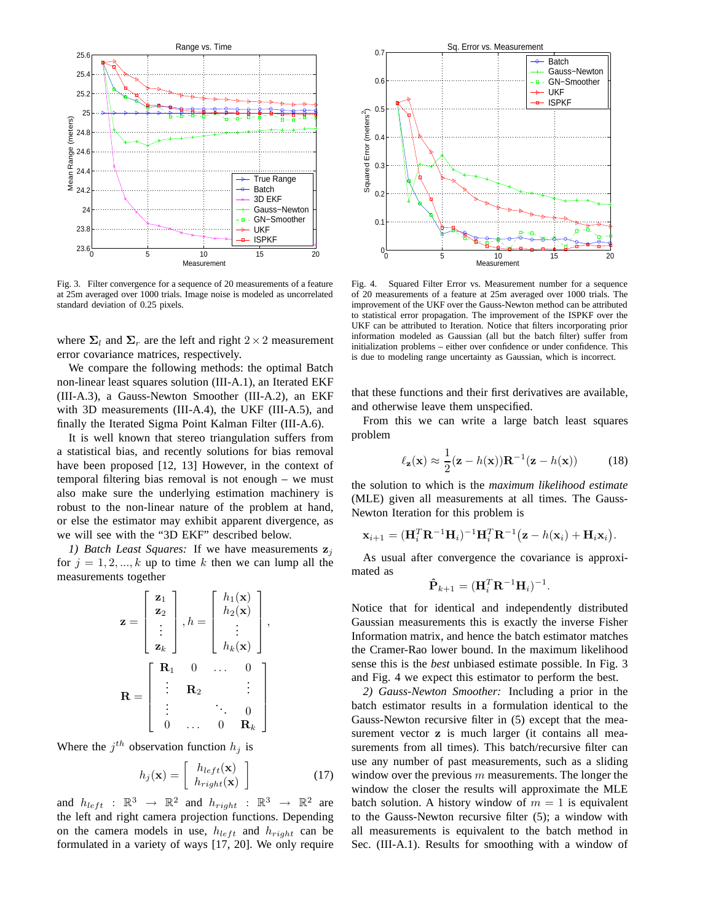Fig. 3. Filter convergence for a sequence of 20 measurements of a feature at 25m averaged over 1000 trials. Image noise is modeled as uncorrelated standard deviation of 0.25 pixels.

Fig. 4. Squared Filter Error vs. Measurement number for a sequence of 20 measurements of a feature at 25m averaged over 1000 trials. The improvement of the UKF over the Gauss-Newton method can be attributed to statistical error propagation. The improvement of the ISPKF over the UKF can be attributed to Iteration. Notice that filters incorporating prior information modeled as Gaussian (all but the batch filter) suffer from initialization problems – either over confidence or under confidence. This is due to modeling range uncertainty as Gaussian, which is incorrect.

where $\mathbf{\Sigma}_l$ and $\mathbf{\Sigma}_r$ are the left and right $2 \times 2$ measurement error covariance matrices, respectively.

We compare the following methods: the optimal Batch non-linear least squares solution (III-A.1), an Iterated EKF (III-A.3), a Gauss-Newton Smoother (III-A.2), an EKF with 3D measurements (III-A.4), the UKF (III-A.5), and finally the Iterated Sigma Point Kalman Filter (III-A.6).

It is well known that stereo triangulation suffers from a statistical bias, and recently solutions for bias removal have been proposed [12, 13] However, in the context of temporal filtering bias removal is not enough – we must also make sure the underlying estimation machinery is robust to the non-linear nature of the problem at hand, or else the estimator may exhibit apparent divergence, as we will see with the "3D EKF" described below.

*1) Batch Least Squares:* If we have measurements $\mathbf{z}_j$ for $j = 1, 2, ..., k$ up to time $k$ then we can lump all the measurements together

$$\mathbf{z} = \begin{bmatrix} \mathbf{z}_1 \\ \mathbf{z}_2 \\ \vdots \\ \mathbf{z}_k \end{bmatrix}, h = \begin{bmatrix} h_1(\mathbf{x}) \\ h_2(\mathbf{x}) \\ \vdots \\ h_k(\mathbf{x}) \end{bmatrix},$$

$$\mathbf{R} = \begin{bmatrix} \mathbf{R}_1 & 0 & \dots & 0 \\ \vdots & \mathbf{R}_2 & & \vdots \\ \vdots & & \ddots & 0 \\ 0 & \dots & 0 & \mathbf{R}_k \end{bmatrix}$$

Where the $j^{th}$ observation function $h_j$ is

$$h_j(\mathbf{x}) = \begin{bmatrix} h_{left}(\mathbf{x}) \\ h_{right}(\mathbf{x}) \end{bmatrix} \tag{17}$$

and $h_{left} : \mathbb{R}^3 \rightarrow \mathbb{R}^2$ and $h_{right} : \mathbb{R}^3 \rightarrow \mathbb{R}^2$ are the left and right camera projection functions. Depending on the camera models in use, $h_{left}$ and $h_{right}$ can be formulated in a variety of ways [17, 20]. We only require that these functions and their first derivatives are available, and otherwise leave them unspecified.

From this we can write a large batch least squares problem

$$\ell_{\mathbf{z}}(\mathbf{x}) \approx \frac{1}{2}(\mathbf{z} - h(\mathbf{x}))\mathbf{R}^{-1}(\mathbf{z} - h(\mathbf{x})) \tag{18}$$

the solution to which is the *maximum likelihood estimate* (MLE) given all measurements at all times. The Gauss-Newton Iteration for this problem is

$$\mathbf{x}_{i+1} = (\mathbf{H}_i^T\mathbf{R}^{-1}\mathbf{H}_i)^{-1}\mathbf{H}_i^T\mathbf{R}^{-1}\big(\mathbf{z} - h(\mathbf{x}_i) + \mathbf{H}_i\mathbf{x}_i\big).$$

As usual after convergence the covariance is approximated as

$$\hat{\mathbf{P}}_{k+1} = (\mathbf{H}_i^T\mathbf{R}^{-1}\mathbf{H}_i)^{-1}.$$

Notice that for identical and independently distributed Gaussian measurements this is exactly the inverse Fisher Information matrix, and hence the batch estimator matches the Cramer-Rao lower bound. In the maximum likelihood sense this is the *best* unbiased estimate possible. In Fig. 3 and Fig. 4 we expect this estimator to perform the best.

*2) Gauss-Newton Smoother:* Including a prior in the batch estimator results in a formulation identical to the Gauss-Newton recursive filter in (5) except that the measurement vector $\mathbf{z}$ is much larger (it contains all measurements from all times). This batch/recursive filter can use any number of past measurements, such as a sliding window over the previous $m$ measurements. The longer the window the closer the results will approximate the MLE batch solution. A history window of $m = 1$ is equivalent to the Gauss-Newton recursive filter (5); a window with all measurements is equivalent to the batch method in Sec. (III-A.1). Results for smoothing with a window of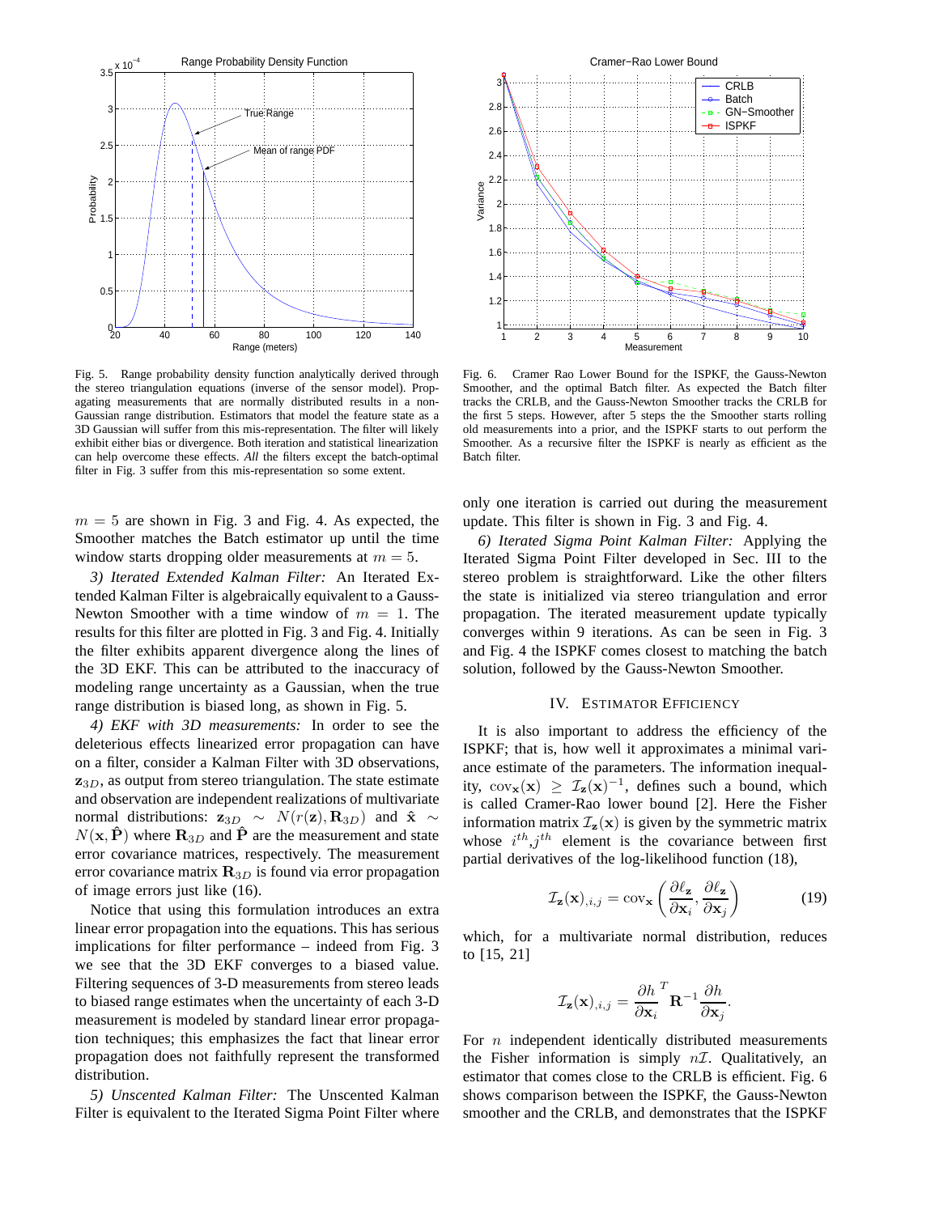Fig. 5. Range probability density function analytically derived through the stereo triangulation equations (inverse of the sensor model). Propagating measurements that are normally distributed results in a non-Gaussian range distribution. Estimators that model the feature state as a 3D Gaussian will suffer from this mis-representation. The filter will likely exhibit either bias or divergence. Both iteration and statistical linearization can help overcome these effects. *All* the filters except the batch-optimal filter in Fig. 3 suffer from this mis-representation so some extent.

Fig. 6. Cramer Rao Lower Bound for the ISPKF, the Gauss-Newton Smoother, and the optimal Batch filter. As expected the Batch filter tracks the CRLB, and the Gauss-Newton Smoother tracks the CRLB for the first 5 steps. However, after 5 steps the the Smoother starts rolling old measurements into a prior, and the ISPKF starts to out perform the Smoother. As a recursive filter the ISPKF is nearly as efficient as the Batch filter.

$m = 5$ are shown in Fig. 3 and Fig. 4. As expected, the Smoother matches the Batch estimator up until the time window starts dropping older measurements at $m = 5$.

*3) Iterated Extended Kalman Filter:* An Iterated Extended Kalman Filter is algebraically equivalent to a Gauss-Newton Smoother with a time window of $m = 1$. The results for this filter are plotted in Fig. 3 and Fig. 4. Initially the filter exhibits apparent divergence along the lines of the 3D EKF. This can be attributed to the inaccuracy of modeling range uncertainty as a Gaussian, when the true range distribution is biased long, as shown in Fig. 5.

*4) EKF with 3D measurements:* In order to see the deleterious effects linearized error propagation can have on a filter, consider a Kalman Filter with 3D observations, $\mathbf{z}_{3D}$, as output from stereo triangulation. The state estimate and observation are independent realizations of multivariate normal distributions: $\mathbf{z}_{3D} \sim N(r(\mathbf{z}), \mathbf{R}_{3D})$ and $\hat{\mathbf{x}} \sim N(\mathbf{x}, \hat{\mathbf{P}})$ where $\mathbf{R}_{3D}$ and $\hat{\mathbf{P}}$ are the measurement and state error covariance matrices, respectively. The measurement error covariance matrix $\mathbf{R}_{3D}$ is found via error propagation of image errors just like (16).

Notice that using this formulation introduces an extra linear error propagation into the equations. This has serious implications for filter performance – indeed from Fig. 3 we see that the 3D EKF converges to a biased value. Filtering sequences of 3-D measurements from stereo leads to biased range estimates when the uncertainty of each 3-D measurement is modeled by standard linear error propagation techniques; this emphasizes the fact that linear error propagation does not faithfully represent the transformed distribution.

*5) Unscented Kalman Filter:* The Unscented Kalman Filter is equivalent to the Iterated Sigma Point Filter where only one iteration is carried out during the measurement update. This filter is shown in Fig. 3 and Fig. 4.

*6) Iterated Sigma Point Kalman Filter:* Applying the Iterated Sigma Point Filter developed in Sec. III to the stereo problem is straightforward. Like the other filters the state is initialized via stereo triangulation and error propagation. The iterated measurement update typically converges within 9 iterations. As can be seen in Fig. 3 and Fig. 4 the ISPKF comes closest to matching the batch solution, followed by the Gauss-Newton Smoother.

## IV. Estimator Efficiency

It is also important to address the efficiency of the ISPKF; that is, how well it approximates a minimal variance estimate of the parameters. The information inequality, $\mathrm{cov}_{\mathbf{x}}(\mathbf{x}) \geq \mathcal{I}_{\mathbf{z}}(\mathbf{x})^{-1}$, defines such a bound, which is called Cramer-Rao lower bound [2]. Here the Fisher information matrix $\mathcal{I}_{\mathbf{z}}(\mathbf{x})$ is given by the symmetric matrix whose $i^{th}$,$j^{th}$ element is the covariance between first partial derivatives of the log-likelihood function (18),

$$\mathcal{I}_{\mathbf{z}}(\mathbf{x})_{,i,j} = \mathrm{cov}_{\mathbf{x}}\left(\frac{\partial \ell_{\mathbf{z}}}{\partial \mathbf{x}_i}, \frac{\partial \ell_{\mathbf{z}}}{\partial \mathbf{x}_j}\right) \tag{19}$$

which, for a multivariate normal distribution, reduces to [15, 21]

$$\mathcal{I}_{\mathbf{z}}(\mathbf{x})_{,i,j} = \frac{\partial h}{\partial \mathbf{x}_i}^T \mathbf{R}^{-1} \frac{\partial h}{\partial \mathbf{x}_j}.$$

For $n$ independent identically distributed measurements the Fisher information is simply $n\mathcal{I}$. Qualitatively, an estimator that comes close to the CRLB is efficient. Fig. 6 shows comparison between the ISPKF, the Gauss-Newton smoother and the CRLB, and demonstrates that the ISPKF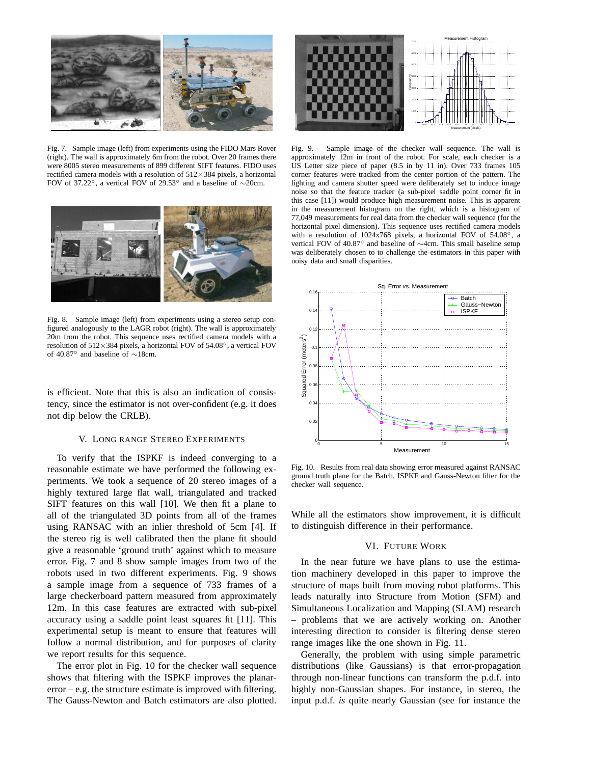Fig. 7. Sample image (left) from experiments using the FIDO Mars Rover (right). The wall is approximately 6m from the robot. Over 20 frames there were 8005 stereo measurements of 899 different SIFT features. FIDO uses rectified camera models with a resolution of 512×384 pixels, a horizontal FOV of 37.22°, a vertical FOV of 29.53° and a baseline of ∼20cm.

Fig. 8. Sample image (left) from experiments using a stereo setup configured analogously to the LAGR robot (right). The wall is approximately 20m from the robot. This sequence uses rectified camera models with a resolution of 512×384 pixels, a horizontal FOV of 54.08°, a vertical FOV of 40.87° and baseline of ∼18cm.

is efficient. Note that this is also an indication of consistency, since the estimator is not over-confident (e.g. it does not dip below the CRLB).

## V. Long Range Stereo Experiments

To verify that the ISPKF is indeed converging to a reasonable estimate we have performed the following experiments. We took a sequence of 20 stereo images of a highly textured large flat wall, triangulated and tracked SIFT features on this wall [10]. We then fit a plane to all of the triangulated 3D points from all of the frames using RANSAC with an inlier threshold of 5cm [4]. If the stereo rig is well calibrated then the plane fit should give a reasonable 'ground truth' against which to measure error. Fig. 7 and 8 show sample images from two of the robots used in two different experiments. Fig. 9 shows a sample image from a sequence of 733 frames of a large checkerboard pattern measured from approximately 12m. In this case features are extracted with sub-pixel accuracy using a saddle point least squares fit [11]. This experimental setup is meant to ensure that features will follow a normal distribution, and for purposes of clarity we report results for this sequence.

The error plot in Fig. 10 for the checker wall sequence shows that filtering with the ISPKF improves the planar-error – e.g. the structure estimate is improved with filtering. The Gauss-Newton and Batch estimators are also plotted.

Fig. 9. Sample image of the checker wall sequence. The wall is approximately 12m in front of the robot. For scale, each checker is a US Letter size piece of paper (8.5 in by 11 in). Over 733 frames 105 corner features were tracked from the center portion of the pattern. The lighting and camera shutter speed were deliberately set to induce image noise so that the feature tracker (a sub-pixel saddle point corner fit in this case [11]) would produce high measurement noise. This is apparent in the measurement histogram on the right, which is a histogram of 77,049 measurements for real data from the checker wall sequence (for the horizontal pixel dimension). This sequence uses rectified camera models with a resolution of 1024x768 pixels, a horizontal FOV of 54.08°, a vertical FOV of 40.87° and baseline of ∼4cm. This small baseline setup was deliberately chosen to to challenge the estimators in this paper with noisy data and small disparities.

Fig. 10. Results from real data showing error measured against RANSAC ground truth plane for the Batch, ISPKF and Gauss-Newton filter for the checker wall sequence.

While all the estimators show improvement, it is difficult to distinguish difference in their performance.

## VI. Future Work

In the near future we have plans to use the estimation machinery developed in this paper to improve the structure of maps built from moving robot platforms. This leads naturally into Structure from Motion (SFM) and Simultaneous Localization and Mapping (SLAM) research – problems that we are actively working on. Another interesting direction to consider is filtering dense stereo range images like the one shown in Fig. 11.

Generally, the problem with using simple parametric distributions (like Gaussians) is that error-propagation through non-linear functions can transform the p.d.f. into highly non-Gaussian shapes. For instance, in stereo, the input p.d.f. *is* quite nearly Gaussian (see for instance the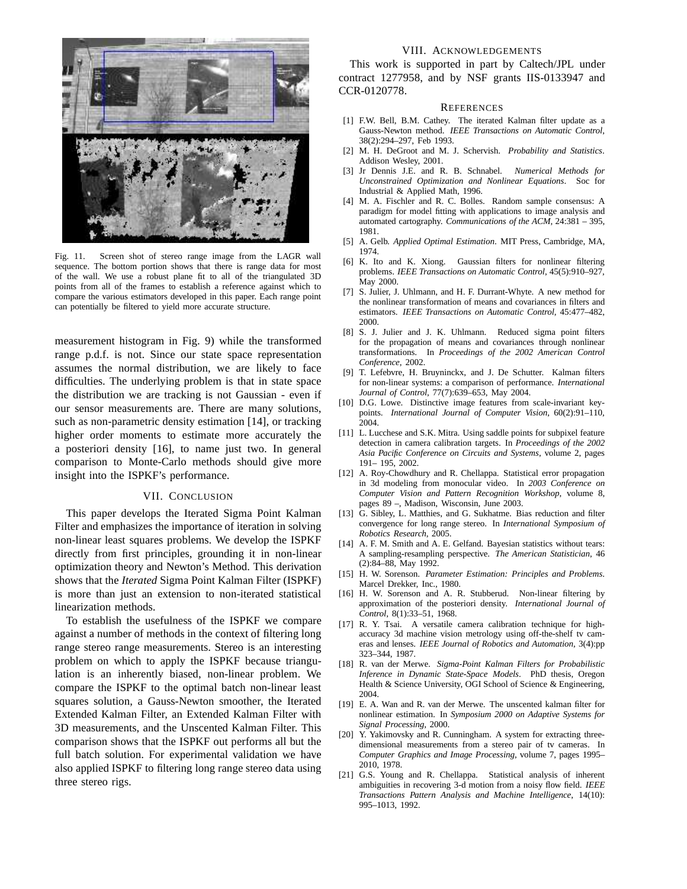Fig. 11. Screen shot of stereo range image from the LAGR wall sequence. The bottom portion shows that there is range data for most of the wall. We use a robust plane fit to all of the triangulated 3D points from all of the frames to establish a reference against which to compare the various estimators developed in this paper. Each range point can potentially be filtered to yield more accurate structure.

measurement histogram in Fig. 9) while the transformed range p.d.f. is not. Since our state space representation assumes the normal distribution, we are likely to face difficulties. The underlying problem is that in state space the distribution we are tracking is not Gaussian - even if our sensor measurements are. There are many solutions, such as non-parametric density estimation [14], or tracking higher order moments to estimate more accurately the a posteriori density [16], to name just two. In general comparison to Monte-Carlo methods should give more insight into the ISPKF's performance.

## VII. Conclusion

This paper develops the Iterated Sigma Point Kalman Filter and emphasizes the importance of iteration in solving non-linear least squares problems. We develop the ISPKF directly from first principles, grounding it in non-linear optimization theory and Newton's Method. This derivation shows that the *Iterated* Sigma Point Kalman Filter (ISPKF) is more than just an extension to non-iterated statistical linearization methods.

To establish the usefulness of the ISPKF we compare against a number of methods in the context of filtering long range stereo range measurements. Stereo is an interesting problem on which to apply the ISPKF because triangulation is an inherently biased, non-linear problem. We compare the ISPKF to the optimal batch non-linear least squares solution, a Gauss-Newton smoother, the Iterated Extended Kalman Filter, an Extended Kalman Filter with 3D measurements, and the Unscented Kalman Filter. This comparison shows that the ISPKF out performs all but the full batch solution. For experimental validation we have also applied ISPKF to filtering long range stereo data using three stereo rigs.

## VIII. Acknowledgements

This work is supported in part by Caltech/JPL under contract 1277958, and by NSF grants IIS-0133947 and CCR-0120778.

## References

[1] F.W. Bell, B.M. Cathey. The iterated Kalman filter update as a Gauss-Newton method. *IEEE Transactions on Automatic Control*, 38(2):294–297, Feb 1993.

[2] M. H. DeGroot and M. J. Schervish. *Probability and Statistics*. Addison Wesley, 2001.

[3] Jr Dennis J.E. and R. B. Schnabel. *Numerical Methods for Unconstrained Optimization and Nonlinear Equations*. Soc for Industrial & Applied Math, 1996.

[4] M. A. Fischler and R. C. Bolles. Random sample consensus: A paradigm for model fitting with applications to image analysis and automated cartography. *Communications of the ACM*, 24:381 – 395, 1981.

[5] A. Gelb. *Applied Optimal Estimation*. MIT Press, Cambridge, MA, 1974.

[6] K. Ito and K. Xiong. Gaussian filters for nonlinear filtering problems. *IEEE Transactions on Automatic Control*, 45(5):910–927, May 2000.

[7] S. Julier, J. Uhlmann, and H. F. Durrant-Whyte. A new method for the nonlinear transformation of means and covariances in filters and estimators. *IEEE Transactions on Automatic Control*, 45:477–482, 2000.

[8] S. J. Julier and J. K. Uhlmann. Reduced sigma point filters for the propagation of means and covariances through nonlinear transformations. In *Proceedings of the 2002 American Control Conference*, 2002.

[9] T. Lefebvre, H. Bruyninckx, and J. De Schutter. Kalman filters for non-linear systems: a comparison of performance. *International Journal of Control*, 77(7):639–653, May 2004.

[10] D.G. Lowe. Distinctive image features from scale-invariant keypoints. *International Journal of Computer Vision*, 60(2):91–110, 2004.

[11] L. Lucchese and S.K. Mitra. Using saddle points for subpixel feature detection in camera calibration targets. In *Proceedings of the 2002 Asia Pacific Conference on Circuits and Systems*, volume 2, pages 191– 195, 2002.

[12] A. Roy-Chowdhury and R. Chellappa. Statistical error propagation in 3d modeling from monocular video. In *2003 Conference on Computer Vision and Pattern Recognition Workshop*, volume 8, pages 89 –, Madison, Wisconsin, June 2003.

[13] G. Sibley, L. Matthies, and G. Sukhatme. Bias reduction and filter convergence for long range stereo. In *International Symposium of Robotics Research*, 2005.

[14] A. F. M. Smith and A. E. Gelfand. Bayesian statistics without tears: A sampling-resampling perspective. *The American Statistician*, 46 (2):84–88, May 1992.

[15] H. W. Sorenson. *Parameter Estimation: Principles and Problems*. Marcel Drekker, Inc., 1980.

[16] H. W. Sorenson and A. R. Stubberud. Non-linear filtering by approximation of the posteriori density. *International Journal of Control*, 8(1):33–51, 1968.

[17] R. Y. Tsai. A versatile camera calibration technique for high-accuracy 3d machine vision metrology using off-the-shelf tv cameras and lenses. *IEEE Journal of Robotics and Automation*, 3(4):pp 323–344, 1987.

[18] R. van der Merwe. *Sigma-Point Kalman Filters for Probabilistic Inference in Dynamic State-Space Models*. PhD thesis, Oregon Health & Science University, OGI School of Science & Engineering, 2004.

[19] E. A. Wan and R. van der Merwe. The unscented kalman filter for nonlinear estimation. In *Symposium 2000 on Adaptive Systems for Signal Processing*, 2000.

[20] Y. Yakimovsky and R. Cunningham. A system for extracting three-dimensional measurements from a stereo pair of tv cameras. In *Computer Graphics and Image Processing*, volume 7, pages 1995–2010, 1978.

[21] G.S. Young and R. Chellappa. Statistical analysis of inherent ambiguities in recovering 3-d motion from a noisy flow field. *IEEE Transactions Pattern Analysis and Machine Intelligence*, 14(10): 995–1013, 1992.